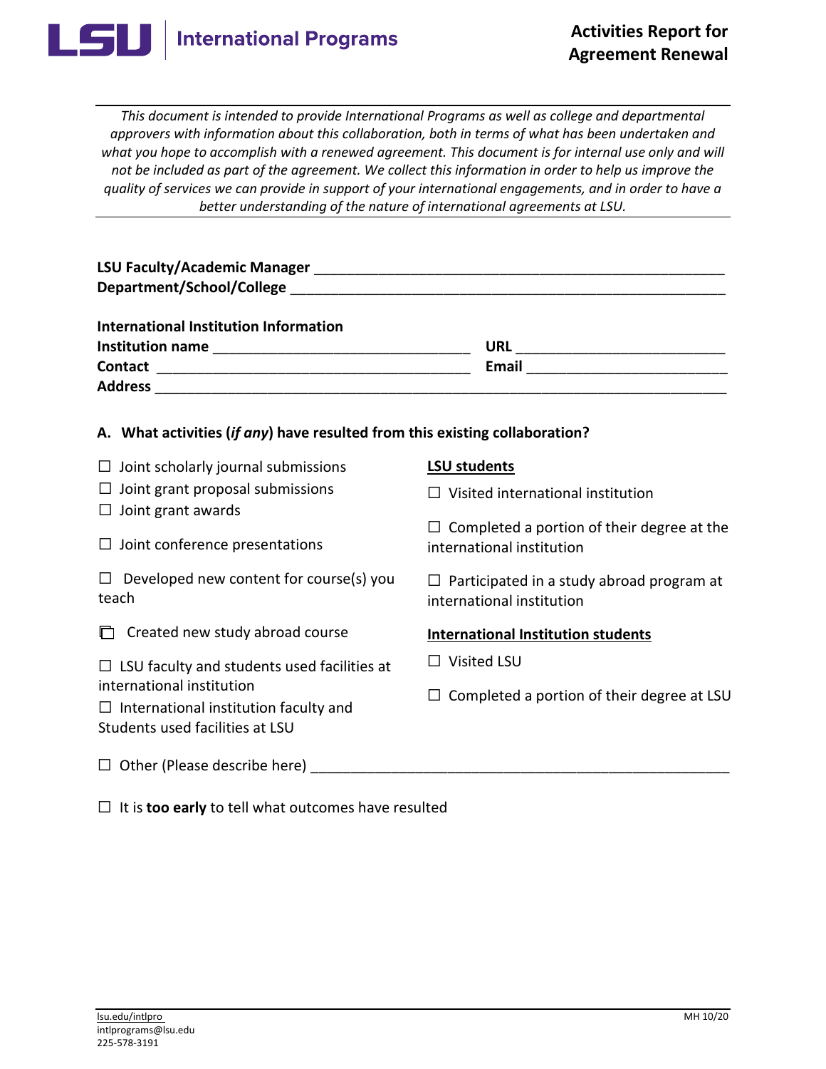# LSU | International Programs

## Activities Report for Agreement Renewal

*This document is intended to provide International Programs as well as college and departmental approvers with information about this collaboration, both in terms of what has been undertaken and what you hope to accomplish with a renewed agreement. This document is for internal use only and will not be included as part of the agreement. We collect this information in order to help us improve the quality of services we can provide in support of your international engagements, and in order to have a better understanding of the nature of international agreements at LSU.*

**LSU Faculty/Academic Manager** ______________________________________________________

**Department/School/College** ________________________________________________________

**International Institution Information**

**Institution name** ______________________________ **URL** ________________________

**Contact** _____________________________________ **Email** _______________________

**Address** ______________________________________________________________________

### A. What activities (*if any*) have resulted from this existing collaboration?

☐ Joint scholarly journal submissions

☐ Joint grant proposal submissions

☐ Joint grant awards

☐ Joint conference presentations

☐ Developed new content for course(s) you teach

☐ Created new study abroad course

☐ LSU faculty and students used facilities at international institution

☐ International institution faculty and Students used facilities at LSU

**LSU students**

☐ Visited international institution

☐ Completed a portion of their degree at the international institution

☐ Participated in a study abroad program at international institution

**International Institution students**

☐ Visited LSU

☐ Completed a portion of their degree at LSU

☐ Other (Please describe here) ____________________________________________________

☐ It is **too early** to tell what outcomes have resulted

lsu.edu/intlpro
intlprograms@lsu.edu
225-578-3191

MH 10/20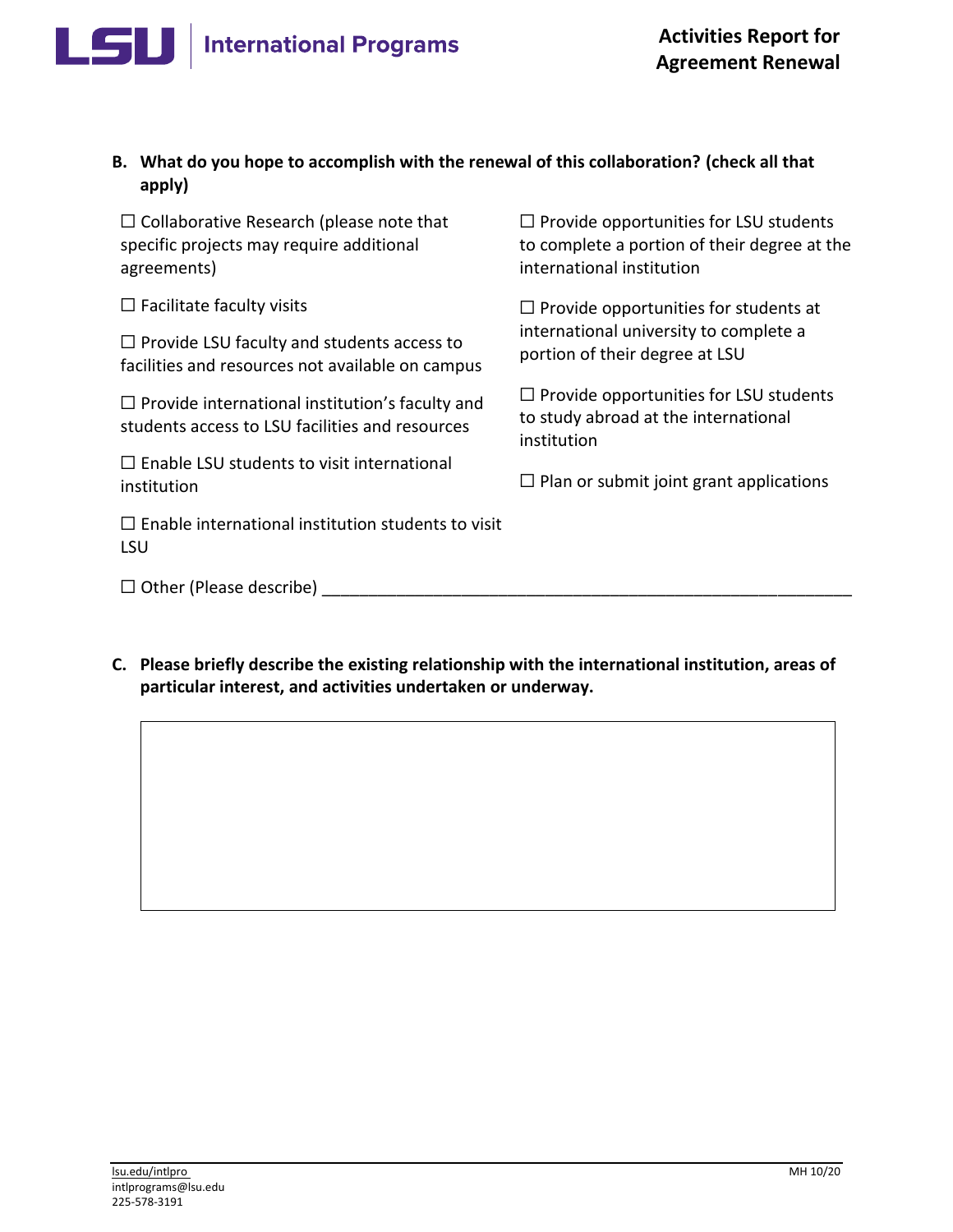**B. What do you hope to accomplish with the renewal of this collaboration? (check all that apply)**

☐ Collaborative Research (please note that specific projects may require additional agreements)

☐ Facilitate faculty visits

☐ Provide LSU faculty and students access to facilities and resources not available on campus

☐ Provide international institution's faculty and students access to LSU facilities and resources

☐ Enable LSU students to visit international institution

☐ Enable international institution students to visit LSU

☐ Provide opportunities for LSU students to complete a portion of their degree at the international institution

☐ Provide opportunities for students at international university to complete a portion of their degree at LSU

☐ Provide opportunities for LSU students to study abroad at the international institution

☐ Plan or submit joint grant applications

☐ Other (Please describe) ___________________________________________________________

**C. Please briefly describe the existing relationship with the international institution, areas of particular interest, and activities undertaken or underway.**

| |
|---|
| |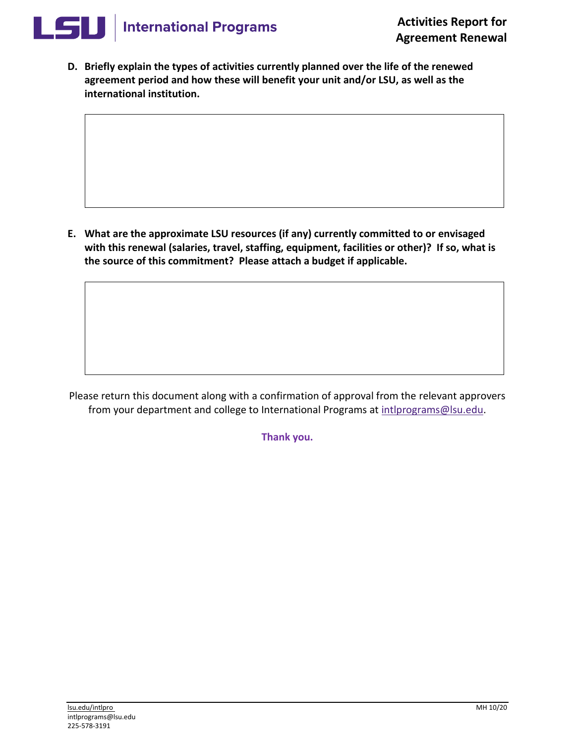**D. Briefly explain the types of activities currently planned over the life of the renewed agreement period and how these will benefit your unit and/or LSU, as well as the international institution.**

**E. What are the approximate LSU resources (if any) currently committed to or envisaged with this renewal (salaries, travel, staffing, equipment, facilities or other)? If so, what is the source of this commitment? Please attach a budget if applicable.**

Please return this document along with a confirmation of approval from the relevant approvers from your department and college to International Programs at intlprograms@lsu.edu.

**Thank you.**